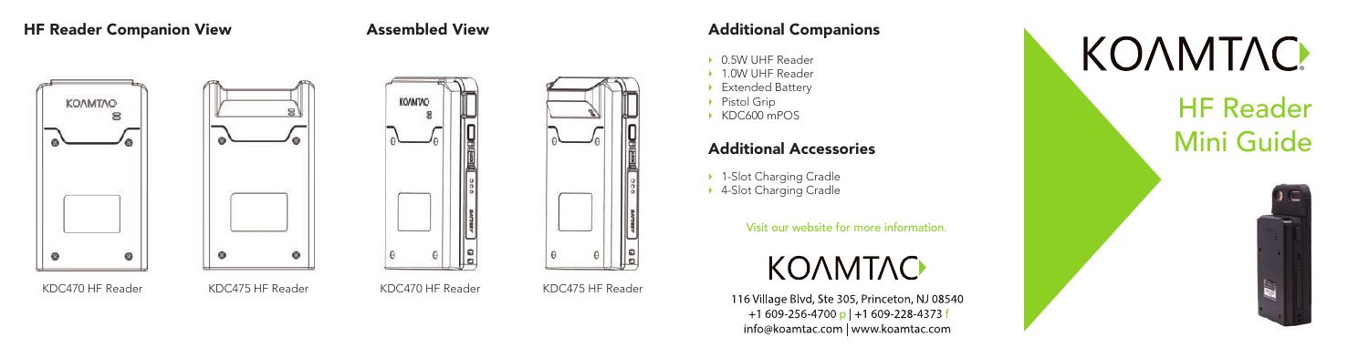## HF Reader Companion View

KDC470 HF Reader

KDC475 HF Reader

## Assembled View

KDC470 HF Reader

KDC475 HF Reader

## Additional Companions

- 0.5W UHF Reader
- 1.0W UHF Reader
- Extended Battery
- Pistol Grip
- KDC600 mPOS

## Additional Accessories

- 1-Slot Charging Cradle
- 4-Slot Charging Cradle

Visit our website for more information.

KOAMTAC

116 Village Blvd, Ste 305, Princeton, NJ 08540
+1 609-256-4700 p | +1 609-228-4373 f
info@koamtac.com | www.koamtac.com

# KOAMTAC

# HF Reader Mini Guide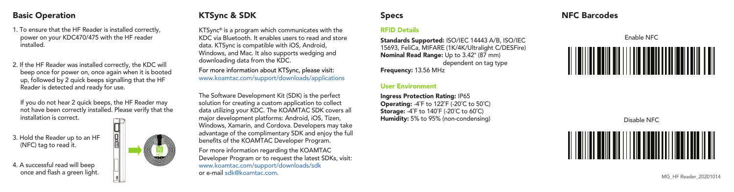## Basic Operation

1. To ensure that the HF Reader is installed correctly, power on your KDC470/475 with the HF reader installed.

2. If the HF Reader was installed correctly, the KDC will beep once for power on, once again when it is booted up, followed by 2 quick beeps signalling that the HF Reader is detected and ready for use.

   If you do not hear 2 quick beeps, the HF Reader may not have been correctly installed. Please verify that the installation is correct.

3. Hold the Reader up to an HF (NFC) tag to read it.

4. A successful read will beep once and flash a green light.

## KTSync & SDK

KTSync® is a program which communicates with the KDC via Bluetooth. It enables users to read and store data. KTSync is compatible with iOS, Android, Windows, and Mac. It also supports wedging and downloading data from the KDC.

For more information about KTSync, please visit:
www.koamtac.com/support/downloads/applications

The Software Development Kit (SDK) is the perfect solution for creating a custom application to collect data utilizing your KDC. The KOAMTAC SDK covers all major development platforms: Android, iOS, Tizen, Windows, Xamarin, and Cordova. Developers may take advantage of the complimentary SDK and enjoy the full benefits of the KOAMTAC Developer Program.

For more information regarding the KOAMTAC Developer Program or to request the latest SDKs, visit:
www.koamtac.com/support/downloads/sdk
or e-mail sdk@koamtac.com.

## Specs

### RFID Details

**Standards Supported:** ISO/IEC 14443 A/B, ISO/IEC 15693, FeliCa, MIFARE (1K/4K/Ultralight C/DESFire)
**Nominal Read Range:** Up to 3.42" (87 mm) dependent on tag type
**Frequency:** 13.56 MHz

### User Environment

**Ingress Protection Rating:** IP65
**Operating:** -4˚F to 122˚F (-20˚C to 50˚C)
**Storage:** -4˚F to 140˚F (-20˚C to 60˚C)
**Humidity:** 5% to 95% (non-condensing)

## NFC Barcodes

Enable NFC

Disable NFC

MG_HF Reader_20201014